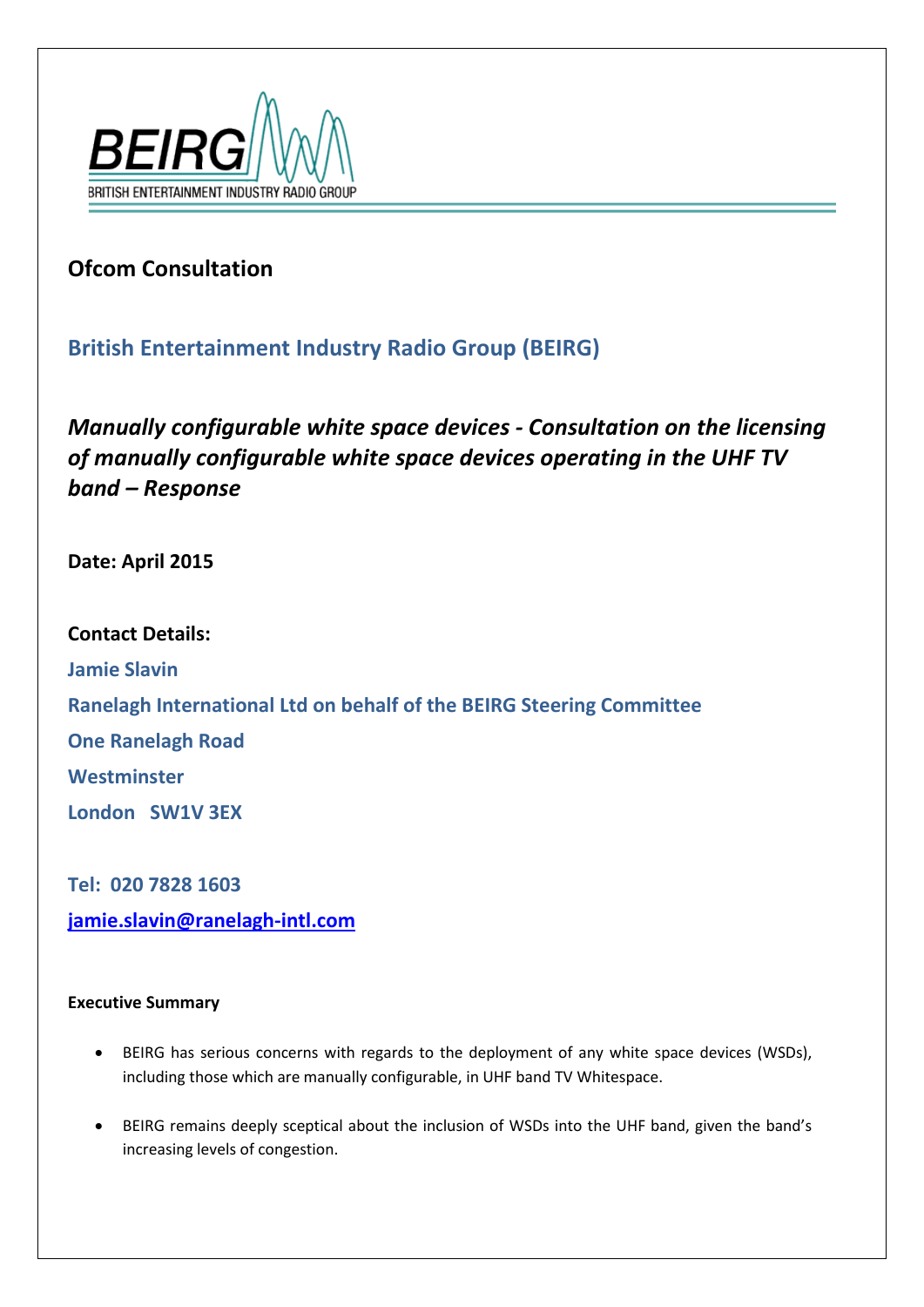BEIRG

BRITISH ENTERTAINMENT INDUSTRY RADIO GROUP

## Ofcom Consultation

## British Entertainment Industry Radio Group (BEIRG)

## *Manually configurable white space devices - Consultation on the licensing of manually configurable white space devices operating in the UHF TV band – Response*

**Date: April 2015**

**Contact Details:**

**Jamie Slavin**

**Ranelagh International Ltd on behalf of the BEIRG Steering Committee**

**One Ranelagh Road**

**Westminster**

**London SW1V 3EX**

**Tel: 020 7828 1603**

**[jamie.slavin@ranelagh-intl.com](mailto:jamie.slavin@ranelagh-intl.com)**

#### Executive Summary

- BEIRG has serious concerns with regards to the deployment of any white space devices (WSDs), including those which are manually configurable, in UHF band TV Whitespace.

- BEIRG remains deeply sceptical about the inclusion of WSDs into the UHF band, given the band's increasing levels of congestion.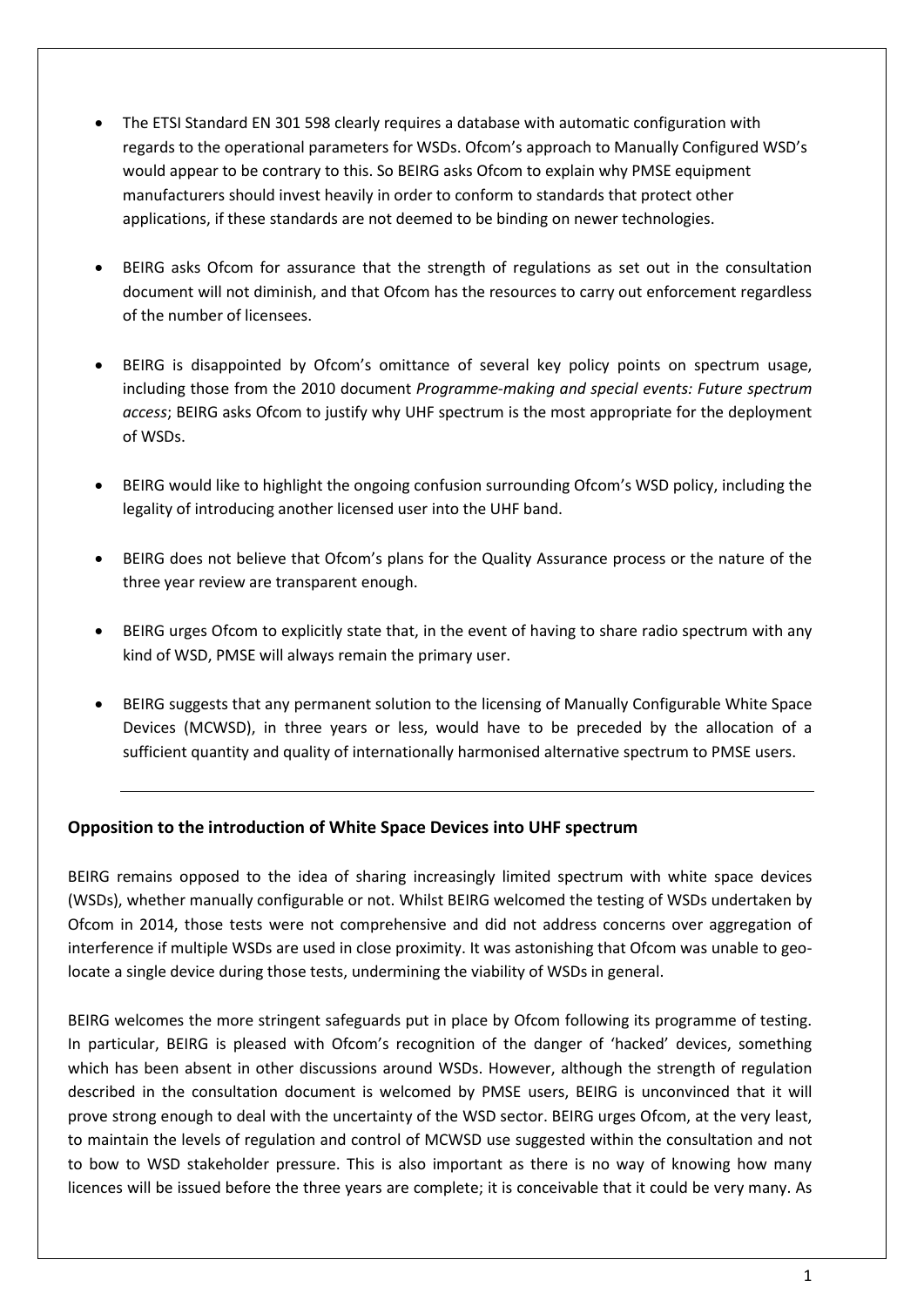- The ETSI Standard EN 301 598 clearly requires a database with automatic configuration with regards to the operational parameters for WSDs. Ofcom's approach to Manually Configured WSD's would appear to be contrary to this. So BEIRG asks Ofcom to explain why PMSE equipment manufacturers should invest heavily in order to conform to standards that protect other applications, if these standards are not deemed to be binding on newer technologies.

- BEIRG asks Ofcom for assurance that the strength of regulations as set out in the consultation document will not diminish, and that Ofcom has the resources to carry out enforcement regardless of the number of licensees.

- BEIRG is disappointed by Ofcom's omittance of several key policy points on spectrum usage, including those from the 2010 document *Programme-making and special events: Future spectrum access*; BEIRG asks Ofcom to justify why UHF spectrum is the most appropriate for the deployment of WSDs.

- BEIRG would like to highlight the ongoing confusion surrounding Ofcom's WSD policy, including the legality of introducing another licensed user into the UHF band.

- BEIRG does not believe that Ofcom's plans for the Quality Assurance process or the nature of the three year review are transparent enough.

- BEIRG urges Ofcom to explicitly state that, in the event of having to share radio spectrum with any kind of WSD, PMSE will always remain the primary user.

- BEIRG suggests that any permanent solution to the licensing of Manually Configurable White Space Devices (MCWSD), in three years or less, would have to be preceded by the allocation of a sufficient quantity and quality of internationally harmonised alternative spectrum to PMSE users.

---

### Opposition to the introduction of White Space Devices into UHF spectrum

BEIRG remains opposed to the idea of sharing increasingly limited spectrum with white space devices (WSDs), whether manually configurable or not. Whilst BEIRG welcomed the testing of WSDs undertaken by Ofcom in 2014, those tests were not comprehensive and did not address concerns over aggregation of interference if multiple WSDs are used in close proximity. It was astonishing that Ofcom was unable to geo-locate a single device during those tests, undermining the viability of WSDs in general.

BEIRG welcomes the more stringent safeguards put in place by Ofcom following its programme of testing. In particular, BEIRG is pleased with Ofcom's recognition of the danger of 'hacked' devices, something which has been absent in other discussions around WSDs. However, although the strength of regulation described in the consultation document is welcomed by PMSE users, BEIRG is unconvinced that it will prove strong enough to deal with the uncertainty of the WSD sector. BEIRG urges Ofcom, at the very least, to maintain the levels of regulation and control of MCWSD use suggested within the consultation and not to bow to WSD stakeholder pressure. This is also important as there is no way of knowing how many licences will be issued before the three years are complete; it is conceivable that it could be very many. As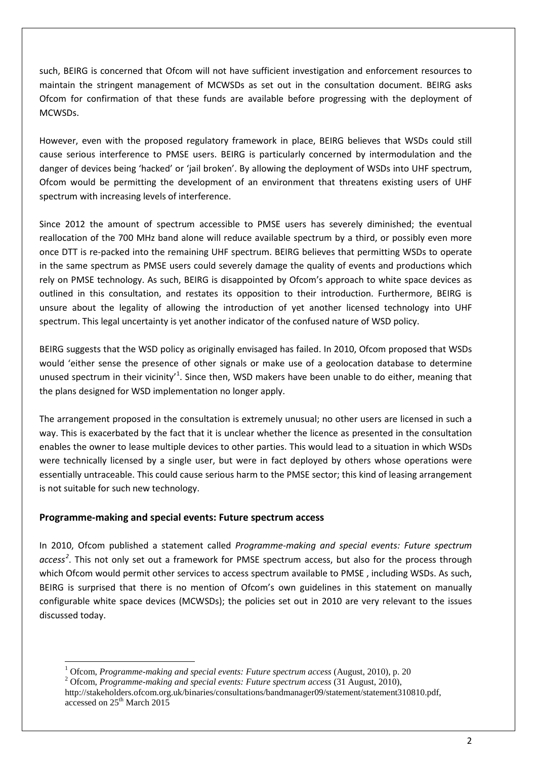such, BEIRG is concerned that Ofcom will not have sufficient investigation and enforcement resources to maintain the stringent management of MCWSDs as set out in the consultation document. BEIRG asks Ofcom for confirmation of that these funds are available before progressing with the deployment of MCWSDs.

However, even with the proposed regulatory framework in place, BEIRG believes that WSDs could still cause serious interference to PMSE users. BEIRG is particularly concerned by intermodulation and the danger of devices being 'hacked' or 'jail broken'. By allowing the deployment of WSDs into UHF spectrum, Ofcom would be permitting the development of an environment that threatens existing users of UHF spectrum with increasing levels of interference.

Since 2012 the amount of spectrum accessible to PMSE users has severely diminished; the eventual reallocation of the 700 MHz band alone will reduce available spectrum by a third, or possibly even more once DTT is re-packed into the remaining UHF spectrum. BEIRG believes that permitting WSDs to operate in the same spectrum as PMSE users could severely damage the quality of events and productions which rely on PMSE technology. As such, BEIRG is disappointed by Ofcom's approach to white space devices as outlined in this consultation, and restates its opposition to their introduction. Furthermore, BEIRG is unsure about the legality of allowing the introduction of yet another licensed technology into UHF spectrum. This legal uncertainty is yet another indicator of the confused nature of WSD policy.

BEIRG suggests that the WSD policy as originally envisaged has failed. In 2010, Ofcom proposed that WSDs would 'either sense the presence of other signals or make use of a geolocation database to determine unused spectrum in their vicinity'[1]. Since then, WSD makers have been unable to do either, meaning that the plans designed for WSD implementation no longer apply.

The arrangement proposed in the consultation is extremely unusual; no other users are licensed in such a way. This is exacerbated by the fact that it is unclear whether the licence as presented in the consultation enables the owner to lease multiple devices to other parties. This would lead to a situation in which WSDs were technically licensed by a single user, but were in fact deployed by others whose operations were essentially untraceable. This could cause serious harm to the PMSE sector; this kind of leasing arrangement is not suitable for such new technology.

## Programme-making and special events: Future spectrum access

In 2010, Ofcom published a statement called *Programme-making and special events: Future spectrum access*[2]. This not only set out a framework for PMSE spectrum access, but also for the process through which Ofcom would permit other services to access spectrum available to PMSE , including WSDs. As such, BEIRG is surprised that there is no mention of Ofcom's own guidelines in this statement on manually configurable white space devices (MCWSDs); the policies set out in 2010 are very relevant to the issues discussed today.

---

[1] Ofcom, *Programme-making and special events: Future spectrum access* (August, 2010), p. 20

[2] Ofcom, *Programme-making and special events: Future spectrum access* (31 August, 2010), http://stakeholders.ofcom.org.uk/binaries/consultations/bandmanager09/statement/statement310810.pdf, accessed on 25th March 2015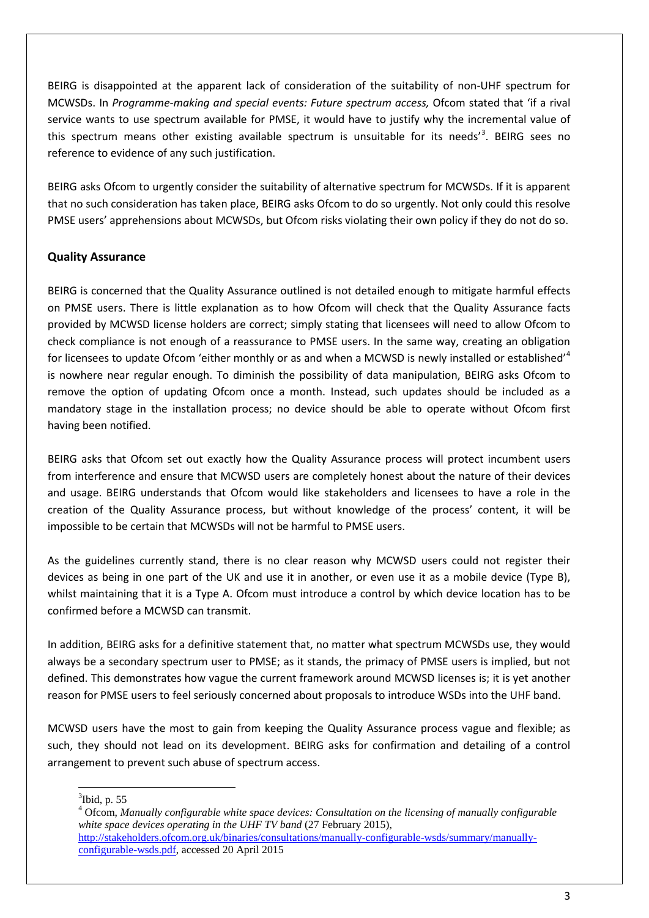BEIRG is disappointed at the apparent lack of consideration of the suitability of non-UHF spectrum for MCWSDs. In *Programme-making and special events: Future spectrum access,* Ofcom stated that 'if a rival service wants to use spectrum available for PMSE, it would have to justify why the incremental value of this spectrum means other existing available spectrum is unsuitable for its needs'[3]. BEIRG sees no reference to evidence of any such justification.

BEIRG asks Ofcom to urgently consider the suitability of alternative spectrum for MCWSDs. If it is apparent that no such consideration has taken place, BEIRG asks Ofcom to do so urgently. Not only could this resolve PMSE users' apprehensions about MCWSDs, but Ofcom risks violating their own policy if they do not do so.

## Quality Assurance

BEIRG is concerned that the Quality Assurance outlined is not detailed enough to mitigate harmful effects on PMSE users. There is little explanation as to how Ofcom will check that the Quality Assurance facts provided by MCWSD license holders are correct; simply stating that licensees will need to allow Ofcom to check compliance is not enough of a reassurance to PMSE users. In the same way, creating an obligation for licensees to update Ofcom 'either monthly or as and when a MCWSD is newly installed or established'[4] is nowhere near regular enough. To diminish the possibility of data manipulation, BEIRG asks Ofcom to remove the option of updating Ofcom once a month. Instead, such updates should be included as a mandatory stage in the installation process; no device should be able to operate without Ofcom first having been notified.

BEIRG asks that Ofcom set out exactly how the Quality Assurance process will protect incumbent users from interference and ensure that MCWSD users are completely honest about the nature of their devices and usage. BEIRG understands that Ofcom would like stakeholders and licensees to have a role in the creation of the Quality Assurance process, but without knowledge of the process' content, it will be impossible to be certain that MCWSDs will not be harmful to PMSE users.

As the guidelines currently stand, there is no clear reason why MCWSD users could not register their devices as being in one part of the UK and use it in another, or even use it as a mobile device (Type B), whilst maintaining that it is a Type A. Ofcom must introduce a control by which device location has to be confirmed before a MCWSD can transmit.

In addition, BEIRG asks for a definitive statement that, no matter what spectrum MCWSDs use, they would always be a secondary spectrum user to PMSE; as it stands, the primacy of PMSE users is implied, but not defined. This demonstrates how vague the current framework around MCWSD licenses is; it is yet another reason for PMSE users to feel seriously concerned about proposals to introduce WSDs into the UHF band.

MCWSD users have the most to gain from keeping the Quality Assurance process vague and flexible; as such, they should not lead on its development. BEIRG asks for confirmation and detailing of a control arrangement to prevent such abuse of spectrum access.

---

[3] Ibid, p. 55

[4] Ofcom, *Manually configurable white space devices: Consultation on the licensing of manually configurable white space devices operating in the UHF TV band* (27 February 2015), http://stakeholders.ofcom.org.uk/binaries/consultations/manually-configurable-wsds/summary/manually-configurable-wsds.pdf, accessed 20 April 2015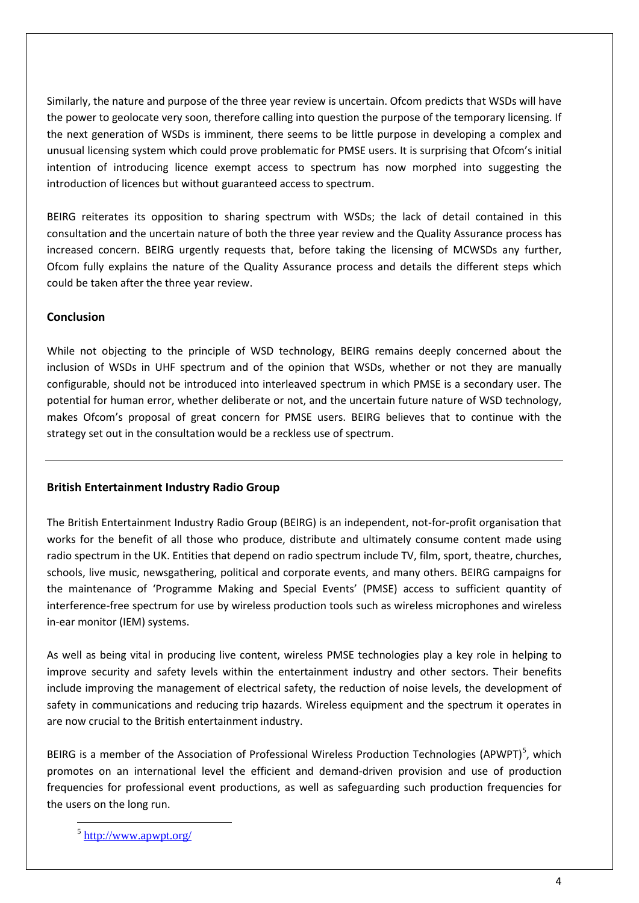Similarly, the nature and purpose of the three year review is uncertain. Ofcom predicts that WSDs will have the power to geolocate very soon, therefore calling into question the purpose of the temporary licensing. If the next generation of WSDs is imminent, there seems to be little purpose in developing a complex and unusual licensing system which could prove problematic for PMSE users. It is surprising that Ofcom's initial intention of introducing licence exempt access to spectrum has now morphed into suggesting the introduction of licences but without guaranteed access to spectrum.

BEIRG reiterates its opposition to sharing spectrum with WSDs; the lack of detail contained in this consultation and the uncertain nature of both the three year review and the Quality Assurance process has increased concern. BEIRG urgently requests that, before taking the licensing of MCWSDs any further, Ofcom fully explains the nature of the Quality Assurance process and details the different steps which could be taken after the three year review.

**Conclusion**

While not objecting to the principle of WSD technology, BEIRG remains deeply concerned about the inclusion of WSDs in UHF spectrum and of the opinion that WSDs, whether or not they are manually configurable, should not be introduced into interleaved spectrum in which PMSE is a secondary user. The potential for human error, whether deliberate or not, and the uncertain future nature of WSD technology, makes Ofcom's proposal of great concern for PMSE users. BEIRG believes that to continue with the strategy set out in the consultation would be a reckless use of spectrum.

---

**British Entertainment Industry Radio Group**

The British Entertainment Industry Radio Group (BEIRG) is an independent, not-for-profit organisation that works for the benefit of all those who produce, distribute and ultimately consume content made using radio spectrum in the UK. Entities that depend on radio spectrum include TV, film, sport, theatre, churches, schools, live music, newsgathering, political and corporate events, and many others. BEIRG campaigns for the maintenance of 'Programme Making and Special Events' (PMSE) access to sufficient quantity of interference-free spectrum for use by wireless production tools such as wireless microphones and wireless in-ear monitor (IEM) systems.

As well as being vital in producing live content, wireless PMSE technologies play a key role in helping to improve security and safety levels within the entertainment industry and other sectors. Their benefits include improving the management of electrical safety, the reduction of noise levels, the development of safety in communications and reducing trip hazards. Wireless equipment and the spectrum it operates in are now crucial to the British entertainment industry.

BEIRG is a member of the Association of Professional Wireless Production Technologies (APWPT)[5], which promotes on an international level the efficient and demand-driven provision and use of production frequencies for professional event productions, as well as safeguarding such production frequencies for the users on the long run.

[5] http://www.apwpt.org/